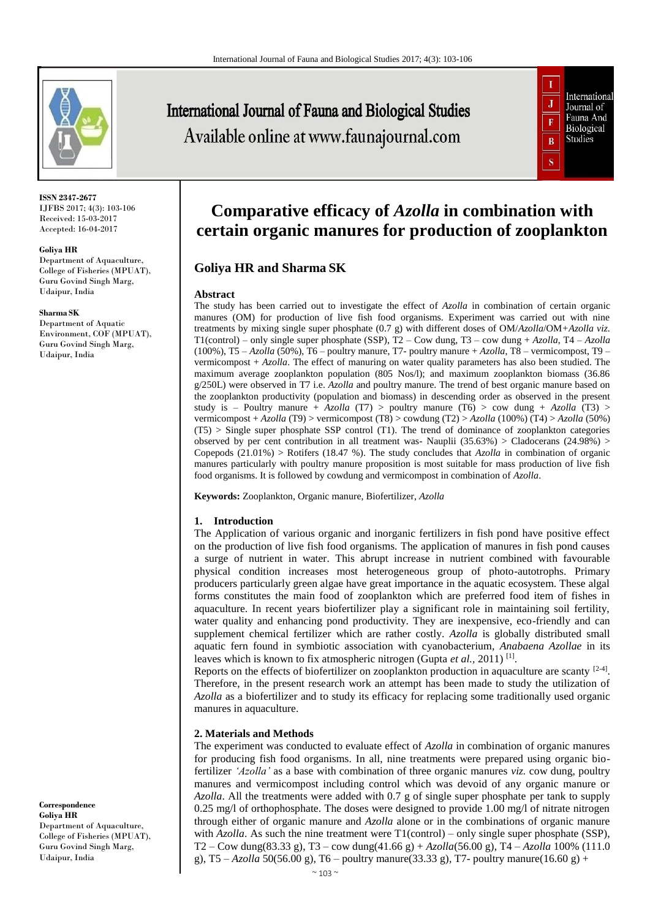# Comparative efficacy of *Azolla* in combination with certain organic manures for production of zooplankton

**ISSN 2347-2677**
IJFBS 2017; 4(3): 103-106
Received: 15-03-2017
Accepted: 16-04-2017

**Goliya HR**
Department of Aquaculture, College of Fisheries (MPUAT), Guru Govind Singh Marg, Udaipur, India

**Sharma SK**
Department of Aquatic Environment, COF (MPUAT), Guru Govind Singh Marg, Udaipur, India

**Correspondence**
**Goliya HR**
Department of Aquaculture, College of Fisheries (MPUAT), Guru Govind Singh Marg, Udaipur, India

## Goliya HR and Sharma SK

### Abstract

The study has been carried out to investigate the effect of *Azolla* in combination of certain organic manures (OM) for production of live fish food organisms. Experiment was carried out with nine treatments by mixing single super phosphate (0.7 g) with different doses of OM/*Azolla*/OM+*Azolla viz.* T1(control) – only single super phosphate (SSP), T2 – Cow dung, T3 – cow dung + *Azolla*, T4 – *Azolla* (100%), T5 – *Azolla* (50%), T6 – poultry manure, T7- poultry manure + *Azolla*, T8 – vermicompost, T9 – vermicompost + *Azolla*. The effect of manuring on water quality parameters has also been studied. The maximum average zooplankton population (805 Nos/l); and maximum zooplankton biomass (36.86 g/250L) were observed in T7 i.e. *Azolla* and poultry manure. The trend of best organic manure based on the zooplankton productivity (population and biomass) in descending order as observed in the present study is – Poultry manure + *Azolla* (T7) > poultry manure (T6) > cow dung + *Azolla* (T3) > vermicompost + *Azolla* (T9) > vermicompost (T8) > cowdung (T2) > *Azolla* (100%) (T4) > *Azolla* (50%) (T5) > Single super phosphate SSP control (T1). The trend of dominance of zooplankton categories observed by per cent contribution in all treatment was- Nauplii (35.63%) > Cladocerans (24.98%) > Copepods (21.01%) > Rotifers (18.47 %). The study concludes that *Azolla* in combination of organic manures particularly with poultry manure proposition is most suitable for mass production of live fish food organisms. It is followed by cowdung and vermicompost in combination of *Azolla*.

**Keywords:** Zooplankton, Organic manure, Biofertilizer, *Azolla*

### 1. Introduction

The Application of various organic and inorganic fertilizers in fish pond have positive effect on the production of live fish food organisms. The application of manures in fish pond causes a surge of nutrient in water. This abrupt increase in nutrient combined with favourable physical condition increases most heterogeneous group of photo-autotrophs. Primary producers particularly green algae have great importance in the aquatic ecosystem. These algal forms constitutes the main food of zooplankton which are preferred food item of fishes in aquaculture. In recent years biofertilizer play a significant role in maintaining soil fertility, water quality and enhancing pond productivity. They are inexpensive, eco-friendly and can supplement chemical fertilizer which are rather costly. *Azolla* is globally distributed small aquatic fern found in symbiotic association with cyanobacterium, *Anabaena Azollae* in its leaves which is known to fix atmospheric nitrogen (Gupta *et al.*, 2011) [1].

Reports on the effects of biofertilizer on zooplankton production in aquaculture are scanty [2-4]. Therefore, in the present research work an attempt has been made to study the utilization of *Azolla* as a biofertilizer and to study its efficacy for replacing some traditionally used organic manures in aquaculture.

### 2. Materials and Methods

The experiment was conducted to evaluate effect of *Azolla* in combination of organic manures for producing fish food organisms. In all, nine treatments were prepared using organic bio-fertilizer *'Azolla'* as a base with combination of three organic manures *viz.* cow dung, poultry manures and vermicompost including control which was devoid of any organic manure or *Azolla*. All the treatments were added with 0.7 g of single super phosphate per tank to supply 0.25 mg/l of orthophosphate. The doses were designed to provide 1.00 mg/l of nitrate nitrogen through either of organic manure and *Azolla* alone or in the combinations of organic manure with *Azolla*. As such the nine treatment were T1(control) – only single super phosphate (SSP), T2 – Cow dung(83.33 g), T3 – cow dung(41.66 g) + *Azolla*(56.00 g), T4 – *Azolla* 100% (111.0 g), T5 – *Azolla* 50(56.00 g), T6 – poultry manure(33.33 g), T7- poultry manure(16.60 g) +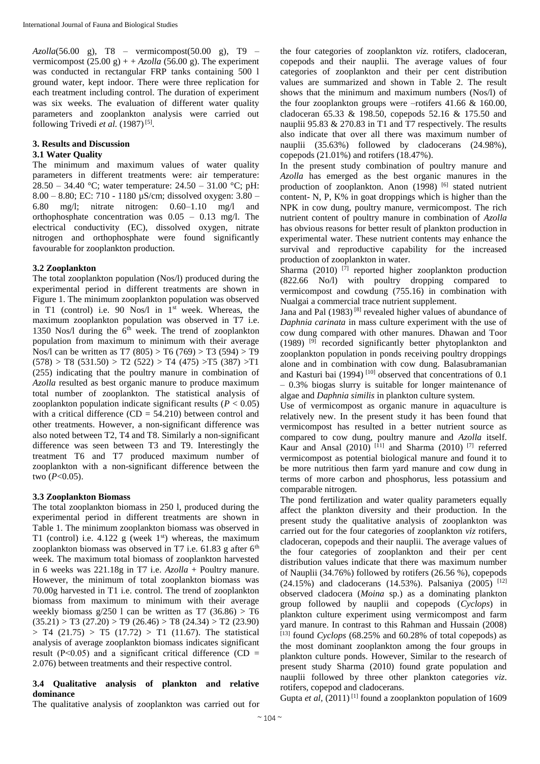*Azolla*(56.00 g), T8 – vermicompost(50.00 g), T9 – vermicompost (25.00 g) + + *Azolla* (56.00 g). The experiment was conducted in rectangular FRP tanks containing 500 l ground water, kept indoor. There were three replication for each treatment including control. The duration of experiment was six weeks. The evaluation of different water quality parameters and zooplankton analysis were carried out following Trivedi *et al.* (1987) [5].

## 3. Results and Discussion

### 3.1 Water Quality

The minimum and maximum values of water quality parameters in different treatments were: air temperature: 28.50 – 34.40 °C; water temperature: 24.50 – 31.00 °C; pH: 8.00 – 8.80; EC: 710 - 1180 µS/cm; dissolved oxygen: 3.80 – 6.80 mg/l; nitrate nitrogen: 0.60–1.10 mg/l and orthophosphate concentration was 0.05 – 0.13 mg/l. The electrical conductivity (EC), dissolved oxygen, nitrate nitrogen and orthophosphate were found significantly favourable for zooplankton production.

### 3.2 Zooplankton

The total zooplankton population (Nos/l) produced during the experimental period in different treatments are shown in Figure 1. The minimum zooplankton population was observed in T1 (control) i.e. 90 Nos/l in 1st week. Whereas, the maximum zooplankton population was observed in T7 i.e. 1350 Nos/l during the 6th week. The trend of zooplankton population from maximum to minimum with their average Nos/l can be written as T7 (805) > T6 (769) > T3 (594) > T9 (578) > T8 (531.50) > T2 (522) > T4 (475) >T5 (387) >T1 (255) indicating that the poultry manure in combination of *Azolla* resulted as best organic manure to produce maximum total number of zooplankton. The statistical analysis of zooplankton population indicate significant results ($P < 0.05$) with a critical difference (CD = 54.210) between control and other treatments. However, a non-significant difference was also noted between T2, T4 and T8. Similarly a non-significant difference was seen between T3 and T9. Interestingly the treatment T6 and T7 produced maximum number of zooplankton with a non-significant difference between the two ($P$<0.05).

### 3.3 Zooplankton Biomass

The total zooplankton biomass in 250 l, produced during the experimental period in different treatments are shown in Table 1. The minimum zooplankton biomass was observed in T1 (control) i.e. 4.122 g (week 1st) whereas, the maximum zooplankton biomass was observed in T7 i.e. 61.83 g after 6th week. The maximum total biomass of zooplankton harvested in 6 weeks was 221.18g in T7 i.e. *Azolla* + Poultry manure. However, the minimum of total zooplankton biomass was 70.00g harvested in T1 i.e. control. The trend of zooplankton biomass from maximum to minimum with their average weekly biomass g/250 l can be written as T7 (36.86) > T6 (35.21) > T3 (27.20) > T9 (26.46) > T8 (24.34) > T2 (23.90) > T4 (21.75) > T5 (17.72) > T1 (11.67). The statistical analysis of average zooplankton biomass indicates significant result (P<0.05) and a significant critical difference (CD = 2.076) between treatments and their respective control.

### 3.4 Qualitative analysis of plankton and relative dominance

The qualitative analysis of zooplankton was carried out for the four categories of zooplankton *viz.* rotifers, cladoceran, copepods and their nauplii. The average values of four categories of zooplankton and their per cent distribution values are summarized and shown in Table 2. The result shows that the minimum and maximum numbers (Nos/l) of the four zooplankton groups were –rotifers 41.66 & 160.00, cladoceran 65.33 & 198.50, copepods 52.16 & 175.50 and nauplii 95.83 & 270.83 in T1 and T7 respectively. The results also indicate that over all there was maximum number of nauplii (35.63%) followed by cladocerans (24.98%), copepods (21.01%) and rotifers (18.47%).

In the present study combination of poultry manure and *Azolla* has emerged as the best organic manures in the production of zooplankton. Anon (1998) [6] stated nutrient content- N, P, K% in goat droppings which is higher than the NPK in cow dung, poultry manure, vermicompost. The rich nutrient content of poultry manure in combination of *Azolla* has obvious reasons for better result of plankton production in experimental water. These nutrient contents may enhance the survival and reproductive capability for the increased production of zooplankton in water.

Sharma (2010) [7] reported higher zooplankton production (822.66 No/l) with poultry dropping compared to vermicompost and cowdung (755.16) in combination with Nualgai a commercial trace nutrient supplement.

Jana and Pal (1983) [8] revealed higher values of abundance of *Daphnia carinata* in mass culture experiment with the use of cow dung compared with other manures. Dhawan and Toor (1989) [9] recorded significantly better phytoplankton and zooplankton population in ponds receiving poultry droppings alone and in combination with cow dung. Balasubramanian and Kasturi bai (1994) [10] observed that concentrations of 0.1 – 0.3% biogas slurry is suitable for longer maintenance of algae and *Daphnia similis* in plankton culture system.

Use of vermicompost as organic manure in aquaculture is relatively new. In the present study it has been found that vermicompost has resulted in a better nutrient source as compared to cow dung, poultry manure and *Azolla* itself. Kaur and Ansal (2010) [11] and Sharma (2010) [7] referred vermicompost as potential biological manure and found it to be more nutritious then farm yard manure and cow dung in terms of more carbon and phosphorus, less potassium and comparable nitrogen.

The pond fertilization and water quality parameters equally affect the plankton diversity and their production. In the present study the qualitative analysis of zooplankton was carried out for the four categories of zooplankton *viz* rotifers, cladoceran, copepods and their nauplii. The average values of the four categories of zooplankton and their per cent distribution values indicate that there was maximum number of Nauplii (34.76%) followed by rotifers (26.56 %), copepods (24.15%) and cladocerans (14.53%). Palsaniya (2005) [12] observed cladocera (*Moina* sp.) as a dominating plankton group followed by nauplii and copepods (*Cyclops*) in plankton culture experiment using vermicompost and farm yard manure. In contrast to this Rahman and Hussain (2008) [13] found *Cyclops* (68.25% and 60.28% of total copepods) as the most dominant zooplankton among the four groups in plankton culture ponds. However, Similar to the research of present study Sharma (2010) found grate population and nauplii followed by three other plankton categories *viz*. rotifers, copepod and cladocerans.

Gupta *et al*, (2011) [1] found a zooplankton population of 1609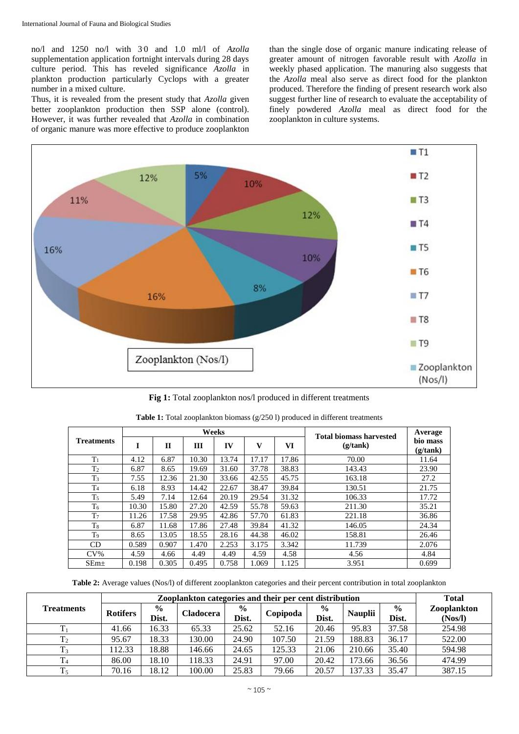no/l and 1250 no/l with 3.0 and 1.0 ml/l of *Azolla* supplementation application fortnight intervals during 28 days culture period. This has reveled significance *Azolla* in plankton production particularly Cyclops with a greater number in a mixed culture.

Thus, it is revealed from the present study that *Azolla* given better zooplankton production then SSP alone (control). However, it was further revealed that *Azolla* in combination of organic manure was more effective to produce zooplankton than the single dose of organic manure indicating release of greater amount of nitrogen favorable result with *Azolla* in weekly phased application. The manuring also suggests that the *Azolla* meal also serve as direct food for the plankton produced. Therefore the finding of present research work also suggest further line of research to evaluate the acceptability of finely powdered *Azolla* meal as direct food for the zooplankton in culture systems.

**Fig 1:** Total zooplankton nos/l produced in different treatments

**Table 1:** Total zooplankton biomass (g/250 l) produced in different treatments

| Treatments | Weeks | | | | | | Total biomass harvested (g/tank) | Average bio mass (g/tank) |
|---|---|---|---|---|---|---|---|---|
| | I | II | III | IV | V | VI | | |
| $T_1$ | 4.12 | 6.87 | 10.30 | 13.74 | 17.17 | 17.86 | 70.00 | 11.64 |
| $T_2$ | 6.87 | 8.65 | 19.69 | 31.60 | 37.78 | 38.83 | 143.43 | 23.90 |
| $T_3$ | 7.55 | 12.36 | 21.30 | 33.66 | 42.55 | 45.75 | 163.18 | 27.2 |
| $T_4$ | 6.18 | 8.93 | 14.42 | 22.67 | 38.47 | 39.84 | 130.51 | 21.75 |
| $T_5$ | 5.49 | 7.14 | 12.64 | 20.19 | 29.54 | 31.32 | 106.33 | 17.72 |
| $T_6$ | 10.30 | 15.80 | 27.20 | 42.59 | 55.78 | 59.63 | 211.30 | 35.21 |
| $T_7$ | 11.26 | 17.58 | 29.95 | 42.86 | 57.70 | 61.83 | 221.18 | 36.86 |
| $T_8$ | 6.87 | 11.68 | 17.86 | 27.48 | 39.84 | 41.32 | 146.05 | 24.34 |
| $T_9$ | 8.65 | 13.05 | 18.55 | 28.16 | 44.38 | 46.02 | 158.81 | 26.46 |
| CD | 0.589 | 0.907 | 1.470 | 2.253 | 3.175 | 3.342 | 11.739 | 2.076 |
| CV% | 4.59 | 4.66 | 4.49 | 4.49 | 4.59 | 4.58 | 4.56 | 4.84 |
| SEm± | 0.198 | 0.305 | 0.495 | 0.758 | 1.069 | 1.125 | 3.951 | 0.699 |

**Table 2:** Average values (Nos/l) of different zooplankton categories and their percent contribution in total zooplankton

| Treatments | Zooplankton categories and their per cent distribution | | | | | | | | Total Zooplankton (Nos/l) |
|---|---|---|---|---|---|---|---|---|---|
| | Rotifers | % Dist. | Cladocera | % Dist. | Copipoda | % Dist. | Nauplii | % Dist. | |
| $T_1$ | 41.66 | 16.33 | 65.33 | 25.62 | 52.16 | 20.46 | 95.83 | 37.58 | 254.98 |
| $T_2$ | 95.67 | 18.33 | 130.00 | 24.90 | 107.50 | 21.59 | 188.83 | 36.17 | 522.00 |
| $T_3$ | 112.33 | 18.88 | 146.66 | 24.65 | 125.33 | 21.06 | 210.66 | 35.40 | 594.98 |
| $T_4$ | 86.00 | 18.10 | 118.33 | 24.91 | 97.00 | 20.42 | 173.66 | 36.56 | 474.99 |
| $T_5$ | 70.16 | 18.12 | 100.00 | 25.83 | 79.66 | 20.57 | 137.33 | 35.47 | 387.15 |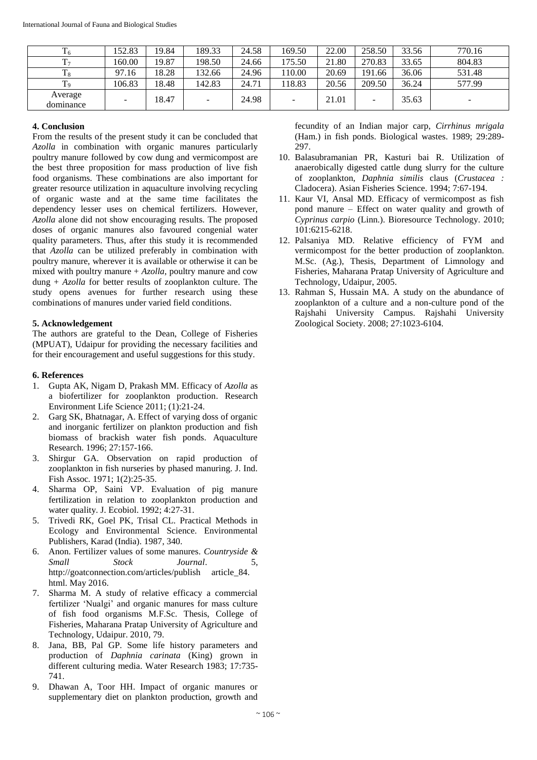| | | | | | | | | | |
|---|---|---|---|---|---|---|---|---|---|
| $T_6$ | 152.83 | 19.84 | 189.33 | 24.58 | 169.50 | 22.00 | 258.50 | 33.56 | 770.16 |
| $T_7$ | 160.00 | 19.87 | 198.50 | 24.66 | 175.50 | 21.80 | 270.83 | 33.65 | 804.83 |
| $T_8$ | 97.16 | 18.28 | 132.66 | 24.96 | 110.00 | 20.69 | 191.66 | 36.06 | 531.48 |
| $T_9$ | 106.83 | 18.48 | 142.83 | 24.71 | 118.83 | 20.56 | 209.50 | 36.24 | 577.99 |
| Average dominance | - | 18.47 | - | 24.98 | - | 21.01 | - | 35.63 | - |

## 4. Conclusion

From the results of the present study it can be concluded that *Azolla* in combination with organic manures particularly poultry manure followed by cow dung and vermicompost are the best three proposition for mass production of live fish food organisms. These combinations are also important for greater resource utilization in aquaculture involving recycling of organic waste and at the same time facilitates the dependency lesser uses on chemical fertilizers. However, *Azolla* alone did not show encouraging results. The proposed doses of organic manures also favoured congenial water quality parameters. Thus, after this study it is recommended that *Azolla* can be utilized preferably in combination with poultry manure, wherever it is available or otherwise it can be mixed with poultry manure + *Azolla*, poultry manure and cow dung + *Azolla* for better results of zooplankton culture. The study opens avenues for further research using these combinations of manures under varied field conditions.

## 5. Acknowledgement

The authors are grateful to the Dean, College of Fisheries (MPUAT), Udaipur for providing the necessary facilities and for their encouragement and useful suggestions for this study.

## 6. References

1. Gupta AK, Nigam D, Prakash MM. Efficacy of *Azolla* as a biofertilizer for zooplankton production. Research Environment Life Science 2011; (1):21-24.
2. Garg SK, Bhatnagar, A. Effect of varying doss of organic and inorganic fertilizer on plankton production and fish biomass of brackish water fish ponds. Aquaculture Research. 1996; 27:157-166.
3. Shirgur GA. Observation on rapid production of zooplankton in fish nurseries by phased manuring. J. Ind. Fish Assoc. 1971; 1(2):25-35.
4. Sharma OP, Saini VP. Evaluation of pig manure fertilization in relation to zooplankton production and water quality. J. Ecobiol. 1992; 4:27-31.
5. Trivedi RK, Goel PK, Trisal CL. Practical Methods in Ecology and Environmental Science. Environmental Publishers, Karad (India). 1987, 340.
6. Anon. Fertilizer values of some manures. *Countryside & Small Stock Journal*. 5, http://goatconnection.com/articles/publish article_84. html. May 2016.
7. Sharma M. A study of relative efficacy a commercial fertilizer 'Nualgi' and organic manures for mass culture of fish food organisms M.F.Sc. Thesis, College of Fisheries, Maharana Pratap University of Agriculture and Technology, Udaipur. 2010, 79.
8. Jana, BB, Pal GP. Some life history parameters and production of *Daphnia carinata* (King) grown in different culturing media. Water Research 1983; 17:735-741.
9. Dhawan A, Toor HH. Impact of organic manures or supplementary diet on plankton production, growth and fecundity of an Indian major carp, *Cirrhinus mrigala* (Ham.) in fish ponds. Biological wastes. 1989; 29:289-297.
10. Balasubramanian PR, Kasturi bai R. Utilization of anaerobically digested cattle dung slurry for the culture of zooplankton, *Daphnia similis* claus (*Crustacea :* Cladocera). Asian Fisheries Science. 1994; 7:67-194.
11. Kaur VI, Ansal MD. Efficacy of vermicompost as fish pond manure – Effect on water quality and growth of *Cyprinus carpio* (Linn.). Bioresource Technology. 2010; 101:6215-6218.
12. Palsaniya MD. Relative efficiency of FYM and vermicompost for the better production of zooplankton. M.Sc. (Ag.), Thesis, Department of Limnology and Fisheries, Maharana Pratap University of Agriculture and Technology, Udaipur, 2005.
13. Rahman S, Hussain MA. A study on the abundance of zooplankton of a culture and a non-culture pond of the Rajshahi University Campus. Rajshahi University Zoological Society. 2008; 27:1023-6104.